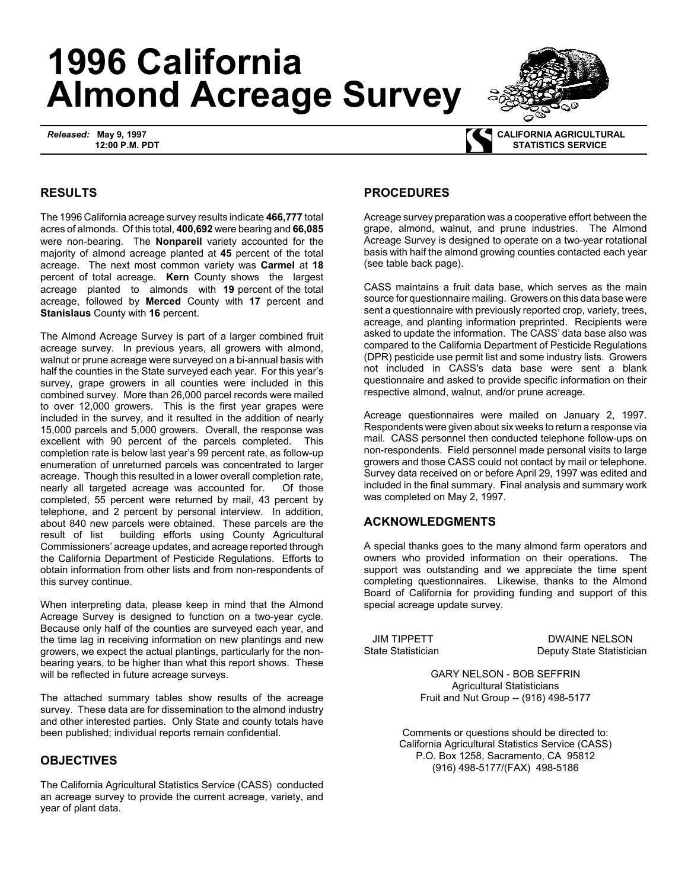# 1996 California Almond Acreage Survey

***Released:*** **May 9, 1997**
**12:00 P.M. PDT**

**CALIFORNIA AGRICULTURAL STATISTICS SERVICE**

## RESULTS

The 1996 California acreage survey results indicate **466,777** total acres of almonds. Of this total, **400,692** were bearing and **66,085** were non-bearing. The **Nonpareil** variety accounted for the majority of almond acreage planted at **45** percent of the total acreage. The next most common variety was **Carmel** at **18** percent of total acreage. **Kern** County shows the largest acreage planted to almonds with **19** percent of the total acreage, followed by **Merced** County with **17** percent and **Stanislaus** County with **16** percent.

The Almond Acreage Survey is part of a larger combined fruit acreage survey. In previous years, all growers with almond, walnut or prune acreage were surveyed on a bi-annual basis with half the counties in the State surveyed each year. For this year's survey, grape growers in all counties were included in this combined survey. More than 26,000 parcel records were mailed to over 12,000 growers. This is the first year grapes were included in the survey, and it resulted in the addition of nearly 15,000 parcels and 5,000 growers. Overall, the response was excellent with 90 percent of the parcels completed. This completion rate is below last year's 99 percent rate, as follow-up enumeration of unreturned parcels was concentrated to larger acreage. Though this resulted in a lower overall completion rate, nearly all targeted acreage was accounted for. Of those completed, 55 percent were returned by mail, 43 percent by telephone, and 2 percent by personal interview. In addition, about 840 new parcels were obtained. These parcels are the result of list building efforts using County Agricultural Commissioners' acreage updates, and acreage reported through the California Department of Pesticide Regulations. Efforts to obtain information from other lists and from non-respondents of this survey continue.

When interpreting data, please keep in mind that the Almond Acreage Survey is designed to function on a two-year cycle. Because only half of the counties are surveyed each year, and the time lag in receiving information on new plantings and new growers, we expect the actual plantings, particularly for the non-bearing years, to be higher than what this report shows. These will be reflected in future acreage surveys.

The attached summary tables show results of the acreage survey. These data are for dissemination to the almond industry and other interested parties. Only State and county totals have been published; individual reports remain confidential.

## OBJECTIVES

The California Agricultural Statistics Service (CASS) conducted an acreage survey to provide the current acreage, variety, and year of plant data.

## PROCEDURES

Acreage survey preparation was a cooperative effort between the grape, almond, walnut, and prune industries. The Almond Acreage Survey is designed to operate on a two-year rotational basis with half the almond growing counties contacted each year (see table back page).

CASS maintains a fruit data base, which serves as the main source for questionnaire mailing. Growers on this data base were sent a questionnaire with previously reported crop, variety, trees, acreage, and planting information preprinted. Recipients were asked to update the information. The CASS' data base also was compared to the California Department of Pesticide Regulations (DPR) pesticide use permit list and some industry lists. Growers not included in CASS's data base were sent a blank questionnaire and asked to provide specific information on their respective almond, walnut, and/or prune acreage.

Acreage questionnaires were mailed on January 2, 1997. Respondents were given about six weeks to return a response via mail. CASS personnel then conducted telephone follow-ups on non-respondents. Field personnel made personal visits to large growers and those CASS could not contact by mail or telephone. Survey data received on or before April 29, 1997 was edited and included in the final summary. Final analysis and summary work was completed on May 2, 1997.

## ACKNOWLEDGMENTS

A special thanks goes to the many almond farm operators and owners who provided information on their operations. The support was outstanding and we appreciate the time spent completing questionnaires. Likewise, thanks to the Almond Board of California for providing funding and support of this special acreage update survey.

JIM TIPPETT
State Statistician

DWAINE NELSON
Deputy State Statistician

GARY NELSON - BOB SEFFRIN
Agricultural Statisticians
Fruit and Nut Group -- (916) 498-5177

Comments or questions should be directed to:
California Agricultural Statistics Service (CASS)
P.O. Box 1258, Sacramento, CA 95812
(916) 498-5177/(FAX) 498-5186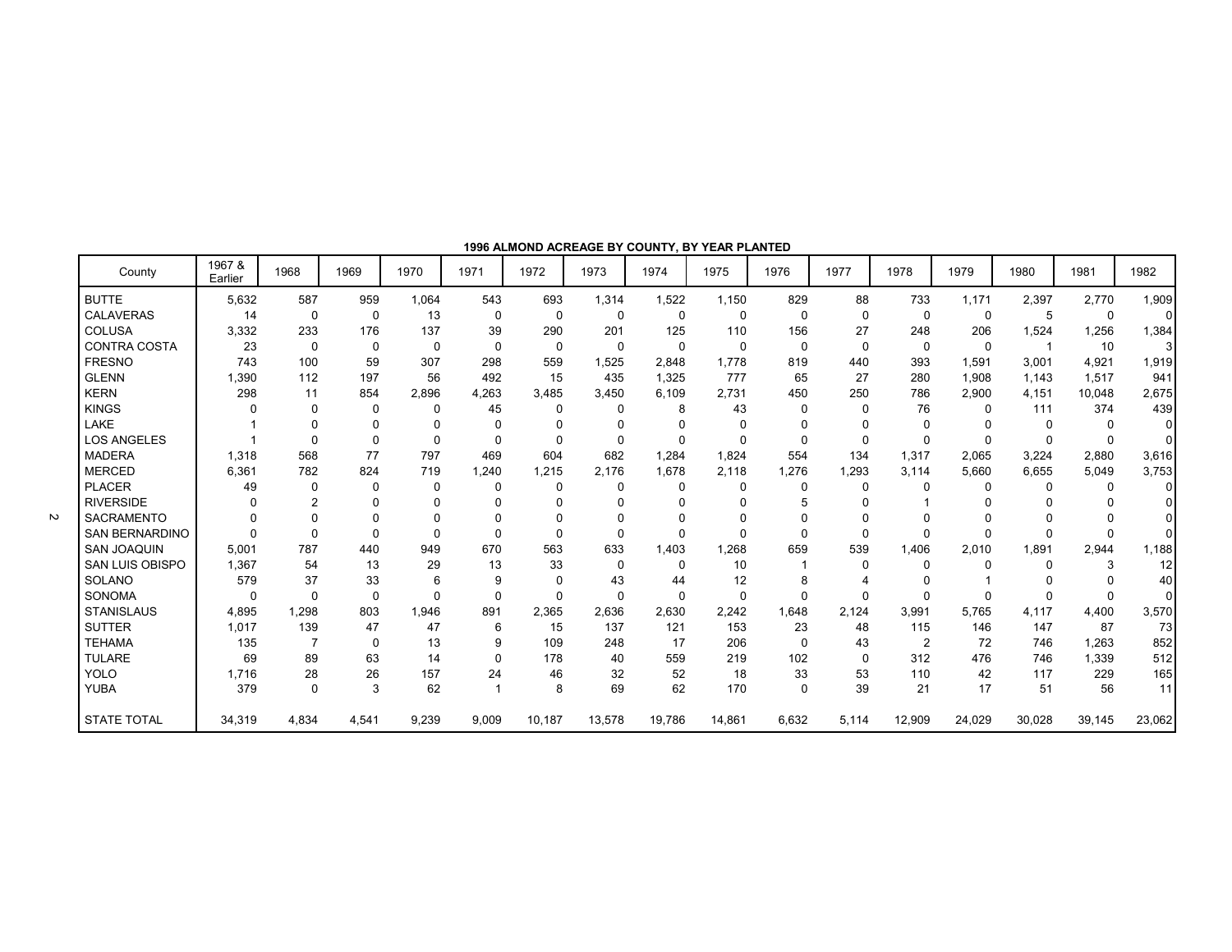**1996 ALMOND ACREAGE BY COUNTY, BY YEAR PLANTED**

| County | 1967 & Earlier | 1968 | 1969 | 1970 | 1971 | 1972 | 1973 | 1974 | 1975 | 1976 | 1977 | 1978 | 1979 | 1980 | 1981 | 1982 |
|---|---|---|---|---|---|---|---|---|---|---|---|---|---|---|---|---|
| BUTTE | 5,632 | 587 | 959 | 1,064 | 543 | 693 | 1,314 | 1,522 | 1,150 | 829 | 88 | 733 | 1,171 | 2,397 | 2,770 | 1,909 |
| CALAVERAS | 14 | 0 | 0 | 13 | 0 | 0 | 0 | 0 | 0 | 0 | 0 | 0 | 0 | 5 | 0 | 0 |
| COLUSA | 3,332 | 233 | 176 | 137 | 39 | 290 | 201 | 125 | 110 | 156 | 27 | 248 | 206 | 1,524 | 1,256 | 1,384 |
| CONTRA COSTA | 23 | 0 | 0 | 0 | 0 | 0 | 0 | 0 | 0 | 0 | 0 | 0 | 0 | 1 | 10 | 3 |
| FRESNO | 743 | 100 | 59 | 307 | 298 | 559 | 1,525 | 2,848 | 1,778 | 819 | 440 | 393 | 1,591 | 3,001 | 4,921 | 1,919 |
| GLENN | 1,390 | 112 | 197 | 56 | 492 | 15 | 435 | 1,325 | 777 | 65 | 27 | 280 | 1,908 | 1,143 | 1,517 | 941 |
| KERN | 298 | 11 | 854 | 2,896 | 4,263 | 3,485 | 3,450 | 6,109 | 2,731 | 450 | 250 | 786 | 2,900 | 4,151 | 10,048 | 2,675 |
| KINGS | 0 | 0 | 0 | 0 | 45 | 0 | 0 | 8 | 43 | 0 | 0 | 76 | 0 | 111 | 374 | 439 |
| LAKE | 1 | 0 | 0 | 0 | 0 | 0 | 0 | 0 | 0 | 0 | 0 | 0 | 0 | 0 | 0 | 0 |
| LOS ANGELES | 1 | 0 | 0 | 0 | 0 | 0 | 0 | 0 | 0 | 0 | 0 | 0 | 0 | 0 | 0 | 0 |
| MADERA | 1,318 | 568 | 77 | 797 | 469 | 604 | 682 | 1,284 | 1,824 | 554 | 134 | 1,317 | 2,065 | 3,224 | 2,880 | 3,616 |
| MERCED | 6,361 | 782 | 824 | 719 | 1,240 | 1,215 | 2,176 | 1,678 | 2,118 | 1,276 | 1,293 | 3,114 | 5,660 | 6,655 | 5,049 | 3,753 |
| PLACER | 49 | 0 | 0 | 0 | 0 | 0 | 0 | 0 | 0 | 0 | 0 | 0 | 0 | 0 | 0 | 0 |
| RIVERSIDE | 0 | 2 | 0 | 0 | 0 | 0 | 0 | 0 | 0 | 5 | 0 | 1 | 0 | 0 | 0 | 0 |
| SACRAMENTO | 0 | 0 | 0 | 0 | 0 | 0 | 0 | 0 | 0 | 0 | 0 | 0 | 0 | 0 | 0 | 0 |
| SAN BERNARDINO | 0 | 0 | 0 | 0 | 0 | 0 | 0 | 0 | 0 | 0 | 0 | 0 | 0 | 0 | 0 | 0 |
| SAN JOAQUIN | 5,001 | 787 | 440 | 949 | 670 | 563 | 633 | 1,403 | 1,268 | 659 | 539 | 1,406 | 2,010 | 1,891 | 2,944 | 1,188 |
| SAN LUIS OBISPO | 1,367 | 54 | 13 | 29 | 13 | 33 | 0 | 0 | 10 | 1 | 0 | 0 | 0 | 0 | 3 | 12 |
| SOLANO | 579 | 37 | 33 | 6 | 9 | 0 | 43 | 44 | 12 | 8 | 4 | 0 | 1 | 0 | 0 | 40 |
| SONOMA | 0 | 0 | 0 | 0 | 0 | 0 | 0 | 0 | 0 | 0 | 0 | 0 | 0 | 0 | 0 | 0 |
| STANISLAUS | 4,895 | 1,298 | 803 | 1,946 | 891 | 2,365 | 2,636 | 2,630 | 2,242 | 1,648 | 2,124 | 3,991 | 5,765 | 4,117 | 4,400 | 3,570 |
| SUTTER | 1,017 | 139 | 47 | 47 | 6 | 15 | 137 | 121 | 153 | 23 | 48 | 115 | 146 | 147 | 87 | 73 |
| TEHAMA | 135 | 7 | 0 | 13 | 9 | 109 | 248 | 17 | 206 | 0 | 43 | 2 | 72 | 746 | 1,263 | 852 |
| TULARE | 69 | 89 | 63 | 14 | 0 | 178 | 40 | 559 | 219 | 102 | 0 | 312 | 476 | 746 | 1,339 | 512 |
| YOLO | 1,716 | 28 | 26 | 157 | 24 | 46 | 32 | 52 | 18 | 33 | 53 | 110 | 42 | 117 | 229 | 165 |
| YUBA | 379 | 0 | 3 | 62 | 1 | 8 | 69 | 62 | 170 | 0 | 39 | 21 | 17 | 51 | 56 | 11 |
| STATE TOTAL | 34,319 | 4,834 | 4,541 | 9,239 | 9,009 | 10,187 | 13,578 | 19,786 | 14,861 | 6,632 | 5,114 | 12,909 | 24,029 | 30,028 | 39,145 | 23,062 |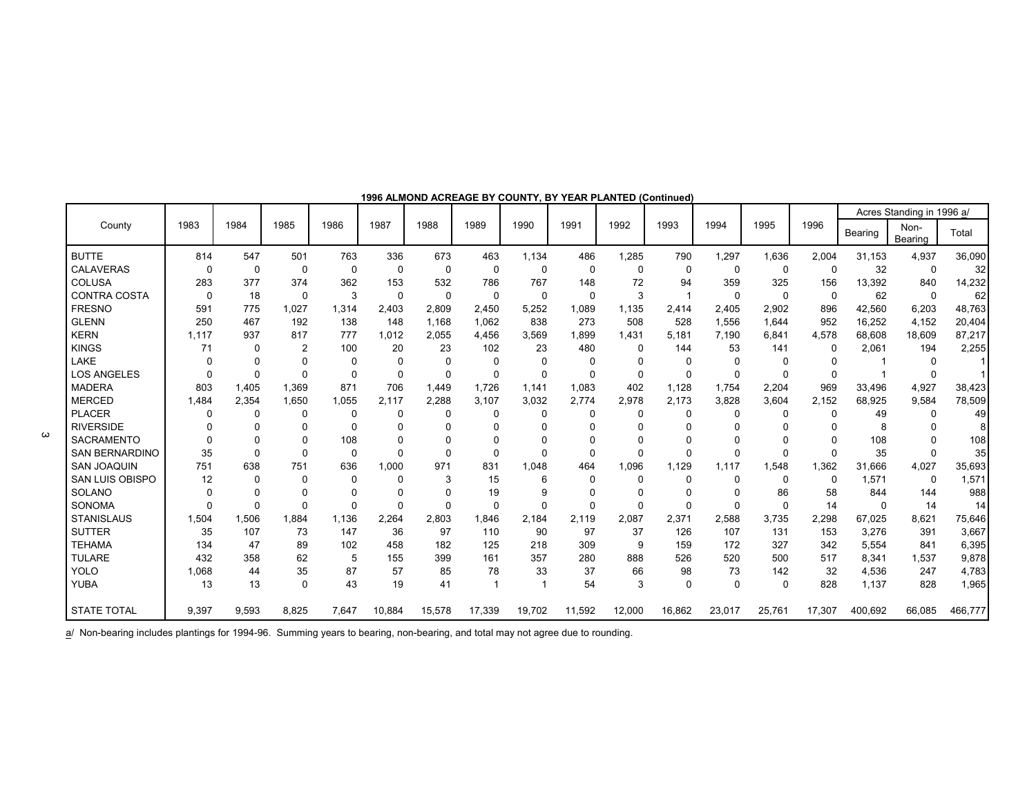**1996 ALMOND ACREAGE BY COUNTY, BY YEAR PLANTED (Continued)**

| County | 1983 | 1984 | 1985 | 1986 | 1987 | 1988 | 1989 | 1990 | 1991 | 1992 | 1993 | 1994 | 1995 | 1996 | Acres Standing in 1996 a/ | | |
|---|---|---|---|---|---|---|---|---|---|---|---|---|---|---|---|---|---|
| | | | | | | | | | | | | | | | Bearing | Non-Bearing | Total |
| BUTTE | 814 | 547 | 501 | 763 | 336 | 673 | 463 | 1,134 | 486 | 1,285 | 790 | 1,297 | 1,636 | 2,004 | 31,153 | 4,937 | 36,090 |
| CALAVERAS | 0 | 0 | 0 | 0 | 0 | 0 | 0 | 0 | 0 | 0 | 0 | 0 | 0 | 0 | 32 | 0 | 32 |
| COLUSA | 283 | 377 | 374 | 362 | 153 | 532 | 786 | 767 | 148 | 72 | 94 | 359 | 325 | 156 | 13,392 | 840 | 14,232 |
| CONTRA COSTA | 0 | 18 | 0 | 3 | 0 | 0 | 0 | 0 | 0 | 3 | 1 | 0 | 0 | 0 | 62 | 0 | 62 |
| FRESNO | 591 | 775 | 1,027 | 1,314 | 2,403 | 2,809 | 2,450 | 5,252 | 1,089 | 1,135 | 2,414 | 2,405 | 2,902 | 896 | 42,560 | 6,203 | 48,763 |
| GLENN | 250 | 467 | 192 | 138 | 148 | 1,168 | 1,062 | 838 | 273 | 508 | 528 | 1,556 | 1,644 | 952 | 16,252 | 4,152 | 20,404 |
| KERN | 1,117 | 937 | 817 | 777 | 1,012 | 2,055 | 4,456 | 3,569 | 1,899 | 1,431 | 5,181 | 7,190 | 6,841 | 4,578 | 68,608 | 18,609 | 87,217 |
| KINGS | 71 | 0 | 2 | 100 | 20 | 23 | 102 | 23 | 480 | 0 | 144 | 53 | 141 | 0 | 2,061 | 194 | 2,255 |
| LAKE | 0 | 0 | 0 | 0 | 0 | 0 | 0 | 0 | 0 | 0 | 0 | 0 | 0 | 0 | 1 | 0 | 1 |
| LOS ANGELES | 0 | 0 | 0 | 0 | 0 | 0 | 0 | 0 | 0 | 0 | 0 | 0 | 0 | 0 | 1 | 0 | 1 |
| MADERA | 803 | 1,405 | 1,369 | 871 | 706 | 1,449 | 1,726 | 1,141 | 1,083 | 402 | 1,128 | 1,754 | 2,204 | 969 | 33,496 | 4,927 | 38,423 |
| MERCED | 1,484 | 2,354 | 1,650 | 1,055 | 2,117 | 2,288 | 3,107 | 3,032 | 2,774 | 2,978 | 2,173 | 3,828 | 3,604 | 2,152 | 68,925 | 9,584 | 78,509 |
| PLACER | 0 | 0 | 0 | 0 | 0 | 0 | 0 | 0 | 0 | 0 | 0 | 0 | 0 | 0 | 49 | 0 | 49 |
| RIVERSIDE | 0 | 0 | 0 | 0 | 0 | 0 | 0 | 0 | 0 | 0 | 0 | 0 | 0 | 0 | 8 | 0 | 8 |
| SACRAMENTO | 0 | 0 | 0 | 108 | 0 | 0 | 0 | 0 | 0 | 0 | 0 | 0 | 0 | 0 | 108 | 0 | 108 |
| SAN BERNARDINO | 35 | 0 | 0 | 0 | 0 | 0 | 0 | 0 | 0 | 0 | 0 | 0 | 0 | 0 | 35 | 0 | 35 |
| SAN JOAQUIN | 751 | 638 | 751 | 636 | 1,000 | 971 | 831 | 1,048 | 464 | 1,096 | 1,129 | 1,117 | 1,548 | 1,362 | 31,666 | 4,027 | 35,693 |
| SAN LUIS OBISPO | 12 | 0 | 0 | 0 | 0 | 3 | 15 | 6 | 0 | 0 | 0 | 0 | 0 | 0 | 1,571 | 0 | 1,571 |
| SOLANO | 0 | 0 | 0 | 0 | 0 | 0 | 19 | 9 | 0 | 0 | 0 | 0 | 86 | 58 | 844 | 144 | 988 |
| SONOMA | 0 | 0 | 0 | 0 | 0 | 0 | 0 | 0 | 0 | 0 | 0 | 0 | 0 | 14 | 0 | 14 | 14 |
| STANISLAUS | 1,504 | 1,506 | 1,884 | 1,136 | 2,264 | 2,803 | 1,846 | 2,184 | 2,119 | 2,087 | 2,371 | 2,588 | 3,735 | 2,298 | 67,025 | 8,621 | 75,646 |
| SUTTER | 35 | 107 | 73 | 147 | 36 | 97 | 110 | 90 | 97 | 37 | 126 | 107 | 131 | 153 | 3,276 | 391 | 3,667 |
| TEHAMA | 134 | 47 | 89 | 102 | 458 | 182 | 125 | 218 | 309 | 9 | 159 | 172 | 327 | 342 | 5,554 | 841 | 6,395 |
| TULARE | 432 | 358 | 62 | 5 | 155 | 399 | 161 | 357 | 280 | 888 | 526 | 520 | 500 | 517 | 8,341 | 1,537 | 9,878 |
| YOLO | 1,068 | 44 | 35 | 87 | 57 | 85 | 78 | 33 | 37 | 66 | 98 | 73 | 142 | 32 | 4,536 | 247 | 4,783 |
| YUBA | 13 | 13 | 0 | 43 | 19 | 41 | 1 | 1 | 54 | 3 | 0 | 0 | 0 | 828 | 1,137 | 828 | 1,965 |
| STATE TOTAL | 9,397 | 9,593 | 8,825 | 7,647 | 10,884 | 15,578 | 17,339 | 19,702 | 11,592 | 12,000 | 16,862 | 23,017 | 25,761 | 17,307 | 400,692 | 66,085 | 466,777 |

a/ Non-bearing includes plantings for 1994-96. Summing years to bearing, non-bearing, and total may not agree due to rounding.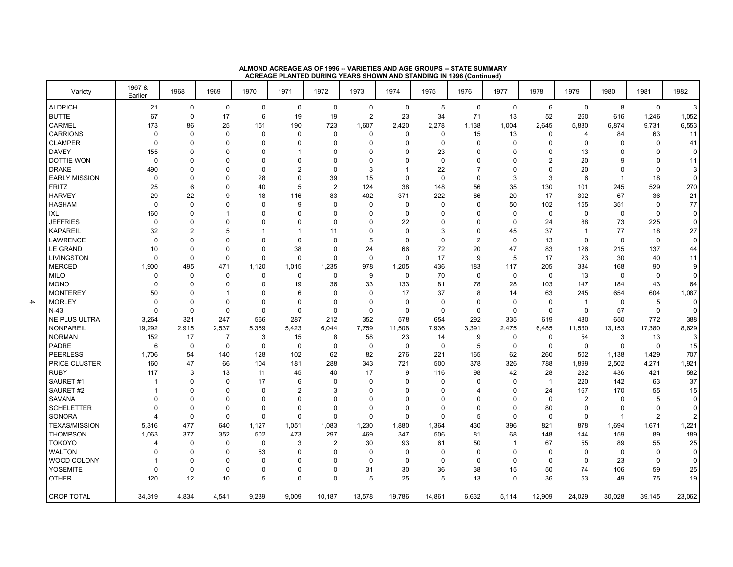**ALMOND ACREAGE AS OF 1996 -- VARIETIES AND AGE GROUPS -- STATE SUMMARY**
**ACREAGE PLANTED DURING YEARS SHOWN AND STANDING IN 1996 (Continued)**

| Variety | 1967 & Earlier | 1968 | 1969 | 1970 | 1971 | 1972 | 1973 | 1974 | 1975 | 1976 | 1977 | 1978 | 1979 | 1980 | 1981 | 1982 |
|---|---|---|---|---|---|---|---|---|---|---|---|---|---|---|---|---|
| ALDRICH | 21 | 0 | 0 | 0 | 0 | 0 | 0 | 0 | 5 | 0 | 0 | 6 | 0 | 8 | 0 | 3 |
| BUTTE | 67 | 0 | 17 | 6 | 19 | 19 | 2 | 23 | 34 | 71 | 13 | 52 | 260 | 616 | 1,246 | 1,052 |
| CARMEL | 173 | 86 | 25 | 151 | 190 | 723 | 1,607 | 2,420 | 2,278 | 1,138 | 1,004 | 2,645 | 5,830 | 6,874 | 9,731 | 6,553 |
| CARRIONS | 0 | 0 | 0 | 0 | 0 | 0 | 0 | 0 | 0 | 15 | 13 | 0 | 4 | 84 | 63 | 11 |
| CLAMPER | 0 | 0 | 0 | 0 | 0 | 0 | 0 | 0 | 0 | 0 | 0 | 0 | 0 | 0 | 0 | 41 |
| DAVEY | 155 | 0 | 0 | 0 | 1 | 0 | 0 | 0 | 23 | 0 | 0 | 0 | 13 | 0 | 0 | 0 |
| DOTTIE WON | 0 | 0 | 0 | 0 | 0 | 0 | 0 | 0 | 0 | 0 | 0 | 2 | 20 | 9 | 0 | 11 |
| DRAKE | 490 | 0 | 0 | 0 | 2 | 0 | 3 | 1 | 22 | 7 | 0 | 0 | 20 | 0 | 0 | 3 |
| EARLY MISSION | 0 | 0 | 0 | 28 | 0 | 39 | 15 | 0 | 0 | 0 | 3 | 3 | 6 | 1 | 18 | 0 |
| FRITZ | 25 | 6 | 0 | 40 | 5 | 2 | 124 | 38 | 148 | 56 | 35 | 130 | 101 | 245 | 529 | 270 |
| HARVEY | 29 | 22 | 9 | 18 | 116 | 83 | 402 | 371 | 222 | 86 | 20 | 17 | 302 | 67 | 36 | 21 |
| HASHAM | 0 | 0 | 0 | 0 | 9 | 0 | 0 | 0 | 0 | 0 | 50 | 102 | 155 | 351 | 0 | 77 |
| IXL | 160 | 0 | 1 | 0 | 0 | 0 | 0 | 0 | 0 | 0 | 0 | 0 | 0 | 0 | 0 | 0 |
| JEFFRIES | 0 | 0 | 0 | 0 | 0 | 0 | 0 | 22 | 0 | 0 | 0 | 24 | 88 | 73 | 225 | 0 |
| KAPAREIL | 32 | 2 | 5 | 1 | 1 | 11 | 0 | 0 | 3 | 0 | 45 | 37 | 1 | 77 | 18 | 27 |
| LAWRENCE | 0 | 0 | 0 | 0 | 0 | 0 | 5 | 0 | 0 | 2 | 0 | 13 | 0 | 0 | 0 | 0 |
| LE GRAND | 10 | 0 | 0 | 0 | 38 | 0 | 24 | 66 | 72 | 20 | 47 | 83 | 126 | 215 | 137 | 44 |
| LIVINGSTON | 0 | 0 | 0 | 0 | 0 | 0 | 0 | 0 | 17 | 9 | 5 | 17 | 23 | 30 | 40 | 11 |
| MERCED | 1,900 | 495 | 471 | 1,120 | 1,015 | 1,235 | 978 | 1,205 | 436 | 183 | 117 | 205 | 334 | 168 | 90 | 9 |
| MILO | 0 | 0 | 0 | 0 | 0 | 0 | 9 | 0 | 70 | 0 | 0 | 0 | 13 | 0 | 0 | 0 |
| MONO | 0 | 0 | 0 | 0 | 19 | 36 | 33 | 133 | 81 | 78 | 28 | 103 | 147 | 184 | 43 | 64 |
| MONTEREY | 50 | 0 | 1 | 0 | 6 | 0 | 0 | 17 | 37 | 8 | 14 | 63 | 245 | 654 | 604 | 1,087 |
| MORLEY | 0 | 0 | 0 | 0 | 0 | 0 | 0 | 0 | 0 | 0 | 0 | 0 | 1 | 0 | 5 | 0 |
| N-43 | 0 | 0 | 0 | 0 | 0 | 0 | 0 | 0 | 0 | 0 | 0 | 0 | 0 | 57 | 0 | 0 |
| NE PLUS ULTRA | 3,264 | 321 | 247 | 566 | 287 | 212 | 352 | 578 | 654 | 292 | 335 | 619 | 480 | 650 | 772 | 388 |
| NONPAREIL | 19,292 | 2,915 | 2,537 | 5,359 | 5,423 | 6,044 | 7,759 | 11,508 | 7,936 | 3,391 | 2,475 | 6,485 | 11,530 | 13,153 | 17,380 | 8,629 |
| NORMAN | 152 | 17 | 7 | 3 | 15 | 8 | 58 | 23 | 14 | 9 | 0 | 0 | 54 | 3 | 13 | 3 |
| PADRE | 6 | 0 | 0 | 0 | 0 | 0 | 0 | 0 | 0 | 5 | 0 | 0 | 0 | 0 | 0 | 15 |
| PEERLESS | 1,706 | 54 | 140 | 128 | 102 | 62 | 82 | 276 | 221 | 165 | 62 | 260 | 502 | 1,138 | 1,429 | 707 |
| PRICE CLUSTER | 160 | 47 | 66 | 104 | 181 | 288 | 343 | 721 | 500 | 378 | 326 | 788 | 1,899 | 2,502 | 4,271 | 1,921 |
| RUBY | 117 | 3 | 13 | 11 | 45 | 40 | 17 | 9 | 116 | 98 | 42 | 28 | 282 | 436 | 421 | 582 |
| SAURET #1 | 1 | 0 | 0 | 17 | 6 | 0 | 0 | 0 | 0 | 0 | 0 | 1 | 220 | 142 | 63 | 37 |
| SAURET #2 | 1 | 0 | 0 | 0 | 2 | 3 | 0 | 0 | 0 | 4 | 0 | 24 | 167 | 170 | 55 | 15 |
| SAVANA | 0 | 0 | 0 | 0 | 0 | 0 | 0 | 0 | 0 | 0 | 0 | 0 | 2 | 0 | 5 | 0 |
| SCHELETTER | 0 | 0 | 0 | 0 | 0 | 0 | 0 | 0 | 0 | 0 | 0 | 80 | 0 | 0 | 0 | 0 |
| SONORA | 4 | 0 | 0 | 0 | 0 | 0 | 0 | 0 | 0 | 5 | 0 | 0 | 0 | 1 | 2 | 2 |
| TEXAS/MISSION | 5,316 | 477 | 640 | 1,127 | 1,051 | 1,083 | 1,230 | 1,880 | 1,364 | 430 | 396 | 821 | 878 | 1,694 | 1,671 | 1,221 |
| THOMPSON | 1,063 | 377 | 352 | 502 | 473 | 297 | 469 | 347 | 506 | 81 | 68 | 148 | 144 | 159 | 89 | 189 |
| TOKOYO | 4 | 0 | 0 | 0 | 3 | 2 | 30 | 93 | 61 | 50 | 1 | 67 | 55 | 89 | 55 | 25 |
| WALTON | 0 | 0 | 0 | 53 | 0 | 0 | 0 | 0 | 0 | 0 | 0 | 0 | 0 | 0 | 0 | 0 |
| WOOD COLONY | 1 | 0 | 0 | 0 | 0 | 0 | 0 | 0 | 0 | 0 | 0 | 0 | 0 | 23 | 0 | 0 |
| YOSEMITE | 0 | 0 | 0 | 0 | 0 | 0 | 31 | 30 | 36 | 38 | 15 | 50 | 74 | 106 | 59 | 25 |
| OTHER | 120 | 12 | 10 | 5 | 0 | 0 | 5 | 25 | 5 | 13 | 0 | 36 | 53 | 49 | 75 | 19 |
| CROP TOTAL | 34,319 | 4,834 | 4,541 | 9,239 | 9,009 | 10,187 | 13,578 | 19,786 | 14,861 | 6,632 | 5,114 | 12,909 | 24,029 | 30,028 | 39,145 | 23,062 |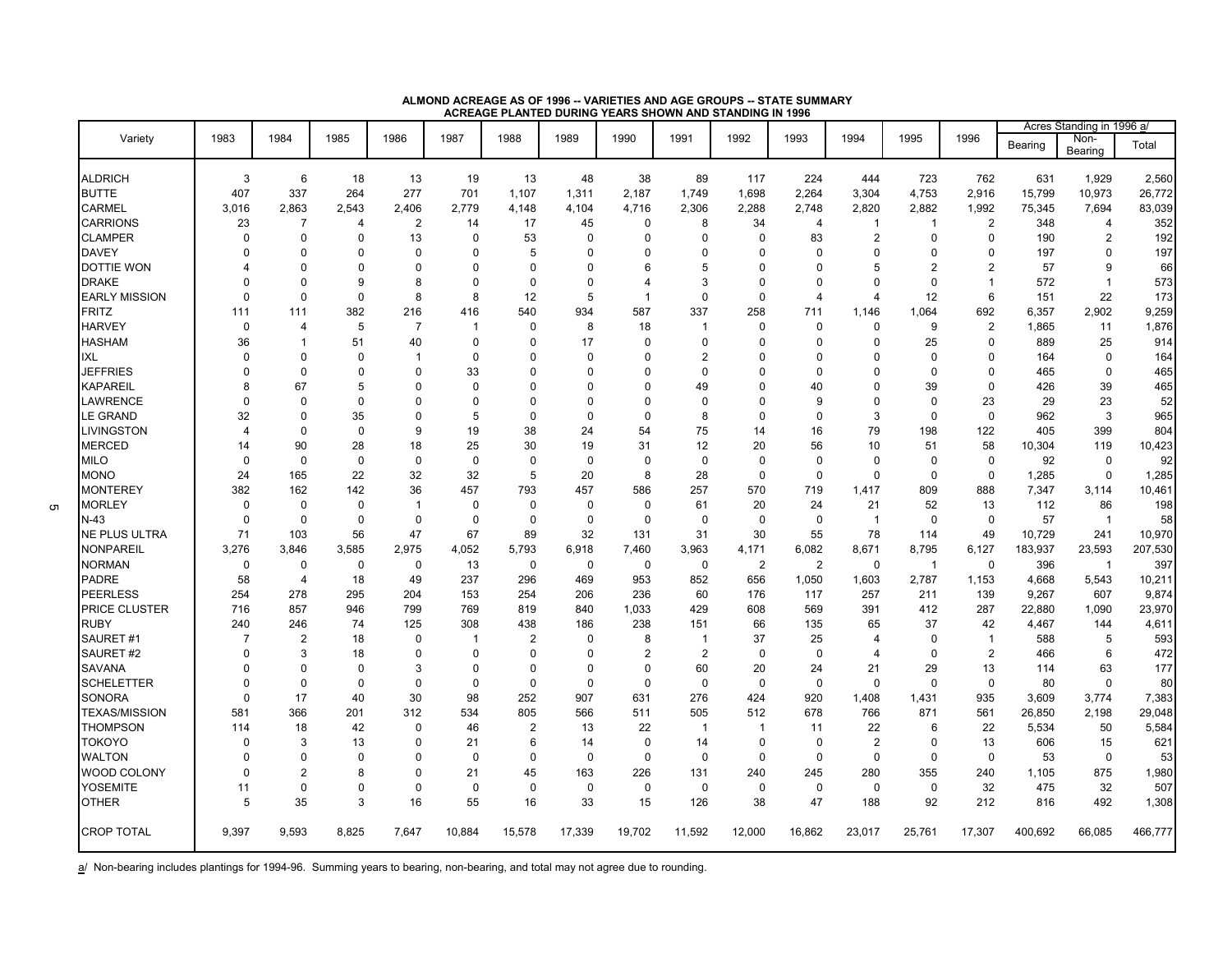**ALMOND ACREAGE AS OF 1996 -- VARIETIES AND AGE GROUPS -- STATE SUMMARY**
**ACREAGE PLANTED DURING YEARS SHOWN AND STANDING IN 1996**

| Variety | 1983 | 1984 | 1985 | 1986 | 1987 | 1988 | 1989 | 1990 | 1991 | 1992 | 1993 | 1994 | 1995 | 1996 | Acres Standing in 1996 a/ | | |
|---|---|---|---|---|---|---|---|---|---|---|---|---|---|---|---|---|---|
| | | | | | | | | | | | | | | | Bearing | Non-Bearing | Total |
| ALDRICH | 3 | 6 | 18 | 13 | 19 | 13 | 48 | 38 | 89 | 117 | 224 | 444 | 723 | 762 | 631 | 1,929 | 2,560 |
| BUTTE | 407 | 337 | 264 | 277 | 701 | 1,107 | 1,311 | 2,187 | 1,749 | 1,698 | 2,264 | 3,304 | 4,753 | 2,916 | 15,799 | 10,973 | 26,772 |
| CARMEL | 3,016 | 2,863 | 2,543 | 2,406 | 2,779 | 4,148 | 4,104 | 4,716 | 2,306 | 2,288 | 2,748 | 2,820 | 2,882 | 1,992 | 75,345 | 7,694 | 83,039 |
| CARRIONS | 23 | 7 | 4 | 2 | 14 | 17 | 45 | 0 | 8 | 34 | 4 | 1 | 1 | 2 | 348 | 4 | 352 |
| CLAMPER | 0 | 0 | 0 | 13 | 0 | 53 | 0 | 0 | 0 | 0 | 83 | 2 | 0 | 0 | 190 | 2 | 192 |
| DAVEY | 0 | 0 | 0 | 0 | 0 | 5 | 0 | 0 | 0 | 0 | 0 | 0 | 0 | 0 | 197 | 0 | 197 |
| DOTTIE WON | 4 | 0 | 0 | 0 | 0 | 0 | 0 | 6 | 5 | 0 | 0 | 5 | 2 | 2 | 57 | 9 | 66 |
| DRAKE | 0 | 0 | 9 | 8 | 0 | 0 | 0 | 4 | 3 | 0 | 0 | 0 | 0 | 1 | 572 | 1 | 573 |
| EARLY MISSION | 0 | 0 | 0 | 8 | 8 | 12 | 5 | 1 | 0 | 0 | 4 | 4 | 12 | 6 | 151 | 22 | 173 |
| FRITZ | 111 | 111 | 382 | 216 | 416 | 540 | 934 | 587 | 337 | 258 | 711 | 1,146 | 1,064 | 692 | 6,357 | 2,902 | 9,259 |
| HARVEY | 0 | 4 | 5 | 7 | 1 | 0 | 8 | 18 | 1 | 0 | 0 | 0 | 9 | 2 | 1,865 | 11 | 1,876 |
| HASHAM | 36 | 1 | 51 | 40 | 0 | 0 | 17 | 0 | 0 | 0 | 0 | 0 | 25 | 0 | 889 | 25 | 914 |
| IXL | 0 | 0 | 0 | 1 | 0 | 0 | 0 | 0 | 2 | 0 | 0 | 0 | 0 | 0 | 164 | 0 | 164 |
| JEFFRIES | 0 | 0 | 0 | 0 | 33 | 0 | 0 | 0 | 0 | 0 | 0 | 0 | 0 | 0 | 465 | 0 | 465 |
| KAPAREIL | 8 | 67 | 5 | 0 | 0 | 0 | 0 | 0 | 49 | 0 | 40 | 0 | 39 | 0 | 426 | 39 | 465 |
| LAWRENCE | 0 | 0 | 0 | 0 | 0 | 0 | 0 | 0 | 0 | 0 | 9 | 0 | 0 | 23 | 29 | 23 | 52 |
| LE GRAND | 32 | 0 | 35 | 0 | 5 | 0 | 0 | 0 | 8 | 0 | 0 | 3 | 0 | 0 | 962 | 3 | 965 |
| LIVINGSTON | 4 | 0 | 0 | 9 | 19 | 38 | 24 | 54 | 75 | 14 | 16 | 79 | 198 | 122 | 405 | 399 | 804 |
| MERCED | 14 | 90 | 28 | 18 | 25 | 30 | 19 | 31 | 12 | 20 | 56 | 10 | 51 | 58 | 10,304 | 119 | 10,423 |
| MILO | 0 | 0 | 0 | 0 | 0 | 0 | 0 | 0 | 0 | 0 | 0 | 0 | 0 | 0 | 92 | 0 | 92 |
| MONO | 24 | 165 | 22 | 32 | 32 | 5 | 20 | 8 | 28 | 0 | 0 | 0 | 0 | 0 | 1,285 | 0 | 1,285 |
| MONTEREY | 382 | 162 | 142 | 36 | 457 | 793 | 457 | 586 | 257 | 570 | 719 | 1,417 | 809 | 888 | 7,347 | 3,114 | 10,461 |
| MORLEY | 0 | 0 | 0 | 1 | 0 | 0 | 0 | 0 | 61 | 20 | 24 | 21 | 52 | 13 | 112 | 86 | 198 |
| N-43 | 0 | 0 | 0 | 0 | 0 | 0 | 0 | 0 | 0 | 0 | 0 | 1 | 0 | 0 | 57 | 1 | 58 |
| NE PLUS ULTRA | 71 | 103 | 56 | 47 | 67 | 89 | 32 | 131 | 31 | 30 | 55 | 78 | 114 | 49 | 10,729 | 241 | 10,970 |
| NONPAREIL | 3,276 | 3,846 | 3,585 | 2,975 | 4,052 | 5,793 | 6,918 | 7,460 | 3,963 | 4,171 | 6,082 | 8,671 | 8,795 | 6,127 | 183,937 | 23,593 | 207,530 |
| NORMAN | 0 | 0 | 0 | 0 | 13 | 0 | 0 | 0 | 0 | 2 | 2 | 0 | 1 | 0 | 396 | 1 | 397 |
| PADRE | 58 | 4 | 18 | 49 | 237 | 296 | 469 | 953 | 852 | 656 | 1,050 | 1,603 | 2,787 | 1,153 | 4,668 | 5,543 | 10,211 |
| PEERLESS | 254 | 278 | 295 | 204 | 153 | 254 | 206 | 236 | 60 | 176 | 117 | 257 | 211 | 139 | 9,267 | 607 | 9,874 |
| PRICE CLUSTER | 716 | 857 | 946 | 799 | 769 | 819 | 840 | 1,033 | 429 | 608 | 569 | 391 | 412 | 287 | 22,880 | 1,090 | 23,970 |
| RUBY | 240 | 246 | 74 | 125 | 308 | 438 | 186 | 238 | 151 | 66 | 135 | 65 | 37 | 42 | 4,467 | 144 | 4,611 |
| SAURET #1 | 7 | 2 | 18 | 0 | 1 | 2 | 0 | 8 | 1 | 37 | 25 | 4 | 0 | 1 | 588 | 5 | 593 |
| SAURET #2 | 0 | 3 | 18 | 0 | 0 | 0 | 0 | 2 | 2 | 0 | 0 | 4 | 0 | 2 | 466 | 6 | 472 |
| SAVANA | 0 | 0 | 0 | 3 | 0 | 0 | 0 | 0 | 60 | 20 | 24 | 21 | 29 | 13 | 114 | 63 | 177 |
| SCHELETTER | 0 | 0 | 0 | 0 | 0 | 0 | 0 | 0 | 0 | 0 | 0 | 0 | 0 | 0 | 80 | 0 | 80 |
| SONORA | 0 | 17 | 40 | 30 | 98 | 252 | 907 | 631 | 276 | 424 | 920 | 1,408 | 1,431 | 935 | 3,609 | 3,774 | 7,383 |
| TEXAS/MISSION | 581 | 366 | 201 | 312 | 534 | 805 | 566 | 511 | 505 | 512 | 678 | 766 | 871 | 561 | 26,850 | 2,198 | 29,048 |
| THOMPSON | 114 | 18 | 42 | 0 | 46 | 2 | 13 | 22 | 1 | 1 | 11 | 22 | 6 | 22 | 5,534 | 50 | 5,584 |
| TOKOYO | 0 | 3 | 13 | 0 | 21 | 6 | 14 | 0 | 14 | 0 | 0 | 2 | 0 | 13 | 606 | 15 | 621 |
| WALTON | 0 | 0 | 0 | 0 | 0 | 0 | 0 | 0 | 0 | 0 | 0 | 0 | 0 | 0 | 53 | 0 | 53 |
| WOOD COLONY | 0 | 2 | 8 | 0 | 21 | 45 | 163 | 226 | 131 | 240 | 245 | 280 | 355 | 240 | 1,105 | 875 | 1,980 |
| YOSEMITE | 11 | 0 | 0 | 0 | 0 | 0 | 0 | 0 | 0 | 0 | 0 | 0 | 0 | 32 | 475 | 32 | 507 |
| OTHER | 5 | 35 | 3 | 16 | 55 | 16 | 33 | 15 | 126 | 38 | 47 | 188 | 92 | 212 | 816 | 492 | 1,308 |
| CROP TOTAL | 9,397 | 9,593 | 8,825 | 7,647 | 10,884 | 15,578 | 17,339 | 19,702 | 11,592 | 12,000 | 16,862 | 23,017 | 25,761 | 17,307 | 400,692 | 66,085 | 466,777 |

a/ Non-bearing includes plantings for 1994-96. Summing years to bearing, non-bearing, and total may not agree due to rounding.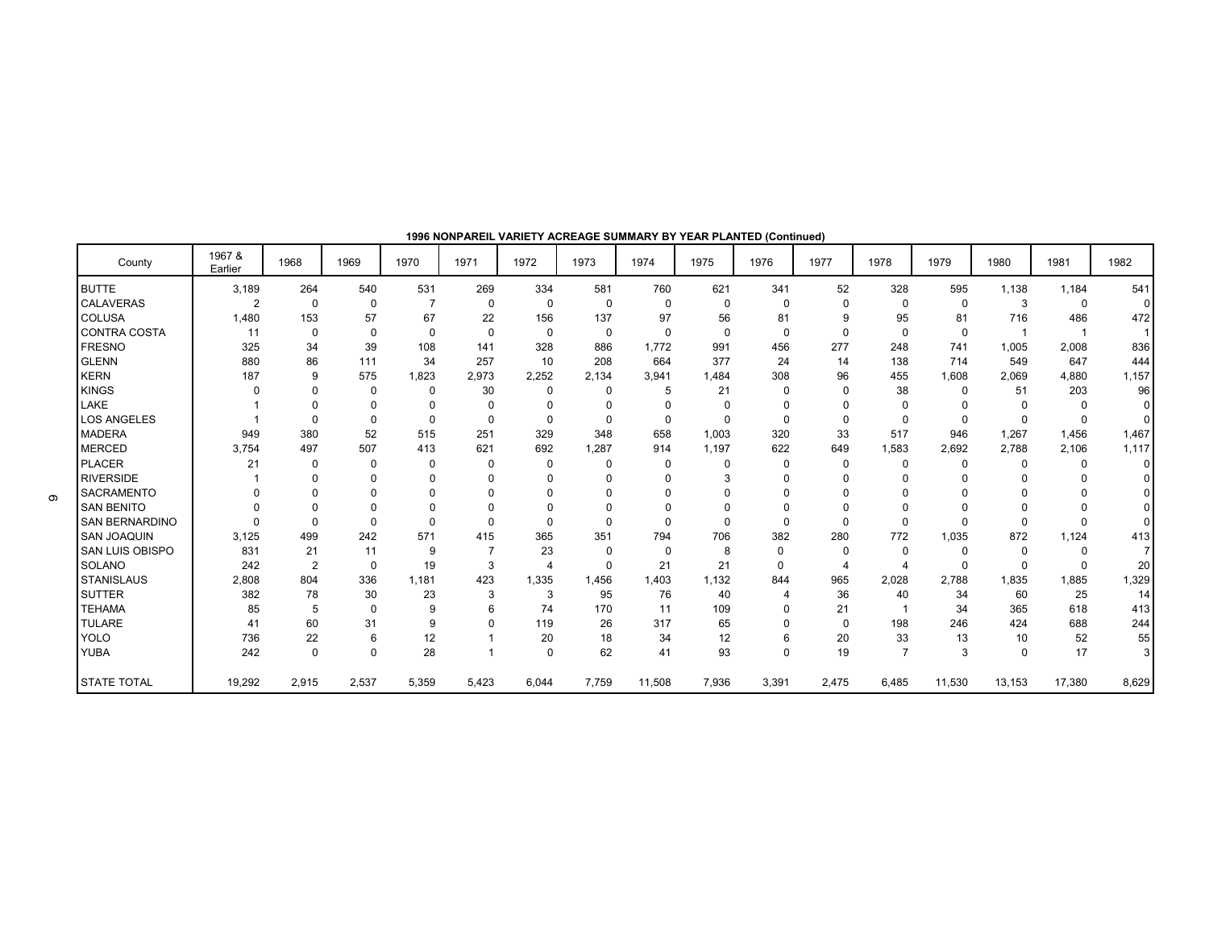**1996 NONPAREIL VARIETY ACREAGE SUMMARY BY YEAR PLANTED (Continued)**

| County | 1967 & Earlier | 1968 | 1969 | 1970 | 1971 | 1972 | 1973 | 1974 | 1975 | 1976 | 1977 | 1978 | 1979 | 1980 | 1981 | 1982 |
|---|---|---|---|---|---|---|---|---|---|---|---|---|---|---|---|---|
| BUTTE | 3,189 | 264 | 540 | 531 | 269 | 334 | 581 | 760 | 621 | 341 | 52 | 328 | 595 | 1,138 | 1,184 | 541 |
| CALAVERAS | 2 | 0 | 0 | 7 | 0 | 0 | 0 | 0 | 0 | 0 | 0 | 0 | 0 | 3 | 0 | 0 |
| COLUSA | 1,480 | 153 | 57 | 67 | 22 | 156 | 137 | 97 | 56 | 81 | 9 | 95 | 81 | 716 | 486 | 472 |
| CONTRA COSTA | 11 | 0 | 0 | 0 | 0 | 0 | 0 | 0 | 0 | 0 | 0 | 0 | 0 | 1 | 1 | 1 |
| FRESNO | 325 | 34 | 39 | 108 | 141 | 328 | 886 | 1,772 | 991 | 456 | 277 | 248 | 741 | 1,005 | 2,008 | 836 |
| GLENN | 880 | 86 | 111 | 34 | 257 | 10 | 208 | 664 | 377 | 24 | 14 | 138 | 714 | 549 | 647 | 444 |
| KERN | 187 | 9 | 575 | 1,823 | 2,973 | 2,252 | 2,134 | 3,941 | 1,484 | 308 | 96 | 455 | 1,608 | 2,069 | 4,880 | 1,157 |
| KINGS | 0 | 0 | 0 | 0 | 30 | 0 | 0 | 5 | 21 | 0 | 0 | 38 | 0 | 51 | 203 | 96 |
| LAKE | 1 | 0 | 0 | 0 | 0 | 0 | 0 | 0 | 0 | 0 | 0 | 0 | 0 | 0 | 0 | 0 |
| LOS ANGELES | 1 | 0 | 0 | 0 | 0 | 0 | 0 | 0 | 0 | 0 | 0 | 0 | 0 | 0 | 0 | 0 |
| MADERA | 949 | 380 | 52 | 515 | 251 | 329 | 348 | 658 | 1,003 | 320 | 33 | 517 | 946 | 1,267 | 1,456 | 1,467 |
| MERCED | 3,754 | 497 | 507 | 413 | 621 | 692 | 1,287 | 914 | 1,197 | 622 | 649 | 1,583 | 2,692 | 2,788 | 2,106 | 1,117 |
| PLACER | 21 | 0 | 0 | 0 | 0 | 0 | 0 | 0 | 0 | 0 | 0 | 0 | 0 | 0 | 0 | 0 |
| RIVERSIDE | 1 | 0 | 0 | 0 | 0 | 0 | 0 | 0 | 3 | 0 | 0 | 0 | 0 | 0 | 0 | 0 |
| SACRAMENTO | 0 | 0 | 0 | 0 | 0 | 0 | 0 | 0 | 0 | 0 | 0 | 0 | 0 | 0 | 0 | 0 |
| SAN BENITO | 0 | 0 | 0 | 0 | 0 | 0 | 0 | 0 | 0 | 0 | 0 | 0 | 0 | 0 | 0 | 0 |
| SAN BERNARDINO | 0 | 0 | 0 | 0 | 0 | 0 | 0 | 0 | 0 | 0 | 0 | 0 | 0 | 0 | 0 | 0 |
| SAN JOAQUIN | 3,125 | 499 | 242 | 571 | 415 | 365 | 351 | 794 | 706 | 382 | 280 | 772 | 1,035 | 872 | 1,124 | 413 |
| SAN LUIS OBISPO | 831 | 21 | 11 | 9 | 7 | 23 | 0 | 0 | 8 | 0 | 0 | 0 | 0 | 0 | 0 | 7 |
| SOLANO | 242 | 2 | 0 | 19 | 3 | 4 | 0 | 21 | 21 | 0 | 4 | 4 | 0 | 0 | 0 | 20 |
| STANISLAUS | 2,808 | 804 | 336 | 1,181 | 423 | 1,335 | 1,456 | 1,403 | 1,132 | 844 | 965 | 2,028 | 2,788 | 1,835 | 1,885 | 1,329 |
| SUTTER | 382 | 78 | 30 | 23 | 3 | 3 | 95 | 76 | 40 | 4 | 36 | 40 | 34 | 60 | 25 | 14 |
| TEHAMA | 85 | 5 | 0 | 9 | 6 | 74 | 170 | 11 | 109 | 0 | 21 | 1 | 34 | 365 | 618 | 413 |
| TULARE | 41 | 60 | 31 | 9 | 0 | 119 | 26 | 317 | 65 | 0 | 0 | 198 | 246 | 424 | 688 | 244 |
| YOLO | 736 | 22 | 6 | 12 | 1 | 20 | 18 | 34 | 12 | 6 | 20 | 33 | 13 | 10 | 52 | 55 |
| YUBA | 242 | 0 | 0 | 28 | 1 | 0 | 62 | 41 | 93 | 0 | 19 | 7 | 3 | 0 | 17 | 3 |
| STATE TOTAL | 19,292 | 2,915 | 2,537 | 5,359 | 5,423 | 6,044 | 7,759 | 11,508 | 7,936 | 3,391 | 2,475 | 6,485 | 11,530 | 13,153 | 17,380 | 8,629 |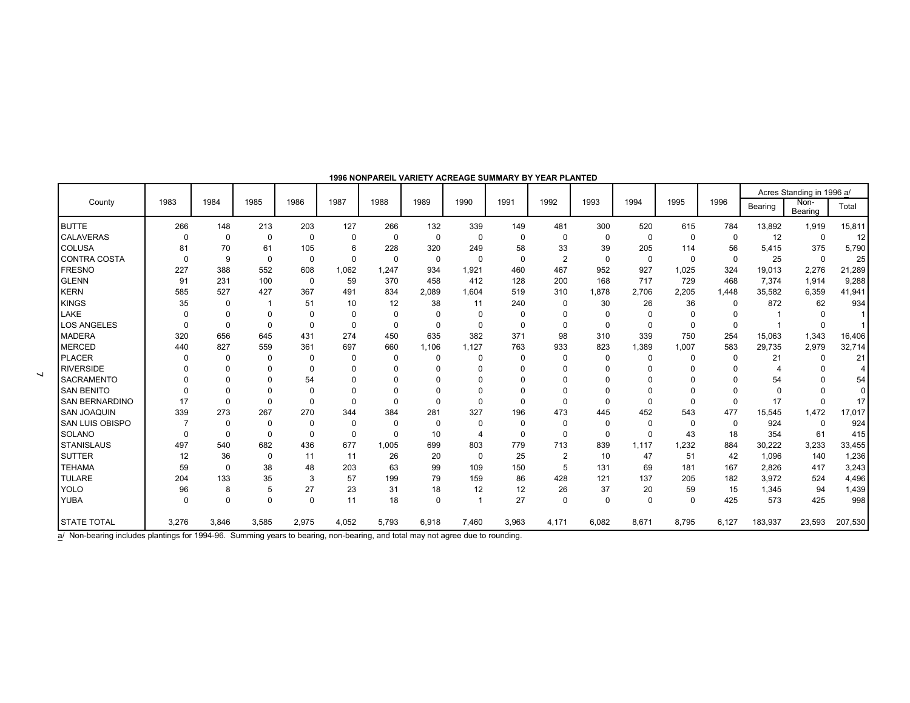**1996 NONPAREIL VARIETY ACREAGE SUMMARY BY YEAR PLANTED**

| County | 1983 | 1984 | 1985 | 1986 | 1987 | 1988 | 1989 | 1990 | 1991 | 1992 | 1993 | 1994 | 1995 | 1996 | Acres Standing in 1996 a/ | | |
|---|---|---|---|---|---|---|---|---|---|---|---|---|---|---|---|---|---|
| | | | | | | | | | | | | | | | Bearing | Non-Bearing | Total |
| BUTTE | 266 | 148 | 213 | 203 | 127 | 266 | 132 | 339 | 149 | 481 | 300 | 520 | 615 | 784 | 13,892 | 1,919 | 15,811 |
| CALAVERAS | 0 | 0 | 0 | 0 | 0 | 0 | 0 | 0 | 0 | 0 | 0 | 0 | 0 | 0 | 12 | 0 | 12 |
| COLUSA | 81 | 70 | 61 | 105 | 6 | 228 | 320 | 249 | 58 | 33 | 39 | 205 | 114 | 56 | 5,415 | 375 | 5,790 |
| CONTRA COSTA | 0 | 9 | 0 | 0 | 0 | 0 | 0 | 0 | 0 | 2 | 0 | 0 | 0 | 0 | 25 | 0 | 25 |
| FRESNO | 227 | 388 | 552 | 608 | 1,062 | 1,247 | 934 | 1,921 | 460 | 467 | 952 | 927 | 1,025 | 324 | 19,013 | 2,276 | 21,289 |
| GLENN | 91 | 231 | 100 | 0 | 59 | 370 | 458 | 412 | 128 | 200 | 168 | 717 | 729 | 468 | 7,374 | 1,914 | 9,288 |
| KERN | 585 | 527 | 427 | 367 | 491 | 834 | 2,089 | 1,604 | 519 | 310 | 1,878 | 2,706 | 2,205 | 1,448 | 35,582 | 6,359 | 41,941 |
| KINGS | 35 | 0 | 1 | 51 | 10 | 12 | 38 | 11 | 240 | 0 | 30 | 26 | 36 | 0 | 872 | 62 | 934 |
| LAKE | 0 | 0 | 0 | 0 | 0 | 0 | 0 | 0 | 0 | 0 | 0 | 0 | 0 | 0 | 1 | 0 | 1 |
| LOS ANGELES | 0 | 0 | 0 | 0 | 0 | 0 | 0 | 0 | 0 | 0 | 0 | 0 | 0 | 0 | 1 | 0 | 1 |
| MADERA | 320 | 656 | 645 | 431 | 274 | 450 | 635 | 382 | 371 | 98 | 310 | 339 | 750 | 254 | 15,063 | 1,343 | 16,406 |
| MERCED | 440 | 827 | 559 | 361 | 697 | 660 | 1,106 | 1,127 | 763 | 933 | 823 | 1,389 | 1,007 | 583 | 29,735 | 2,979 | 32,714 |
| PLACER | 0 | 0 | 0 | 0 | 0 | 0 | 0 | 0 | 0 | 0 | 0 | 0 | 0 | 0 | 21 | 0 | 21 |
| RIVERSIDE | 0 | 0 | 0 | 0 | 0 | 0 | 0 | 0 | 0 | 0 | 0 | 0 | 0 | 0 | 4 | 0 | 4 |
| SACRAMENTO | 0 | 0 | 0 | 54 | 0 | 0 | 0 | 0 | 0 | 0 | 0 | 0 | 0 | 0 | 54 | 0 | 54 |
| SAN BENITO | 0 | 0 | 0 | 0 | 0 | 0 | 0 | 0 | 0 | 0 | 0 | 0 | 0 | 0 | 0 | 0 | 0 |
| SAN BERNARDINO | 17 | 0 | 0 | 0 | 0 | 0 | 0 | 0 | 0 | 0 | 0 | 0 | 0 | 0 | 17 | 0 | 17 |
| SAN JOAQUIN | 339 | 273 | 267 | 270 | 344 | 384 | 281 | 327 | 196 | 473 | 445 | 452 | 543 | 477 | 15,545 | 1,472 | 17,017 |
| SAN LUIS OBISPO | 7 | 0 | 0 | 0 | 0 | 0 | 0 | 0 | 0 | 0 | 0 | 0 | 0 | 0 | 924 | 0 | 924 |
| SOLANO | 0 | 0 | 0 | 0 | 0 | 0 | 10 | 4 | 0 | 0 | 0 | 0 | 43 | 18 | 354 | 61 | 415 |
| STANISLAUS | 497 | 540 | 682 | 436 | 677 | 1,005 | 699 | 803 | 779 | 713 | 839 | 1,117 | 1,232 | 884 | 30,222 | 3,233 | 33,455 |
| SUTTER | 12 | 36 | 0 | 11 | 11 | 26 | 20 | 0 | 25 | 2 | 10 | 47 | 51 | 42 | 1,096 | 140 | 1,236 |
| TEHAMA | 59 | 0 | 38 | 48 | 203 | 63 | 99 | 109 | 150 | 5 | 131 | 69 | 181 | 167 | 2,826 | 417 | 3,243 |
| TULARE | 204 | 133 | 35 | 3 | 57 | 199 | 79 | 159 | 86 | 428 | 121 | 137 | 205 | 182 | 3,972 | 524 | 4,496 |
| YOLO | 96 | 8 | 5 | 27 | 23 | 31 | 18 | 12 | 12 | 26 | 37 | 20 | 59 | 15 | 1,345 | 94 | 1,439 |
| YUBA | 0 | 0 | 0 | 0 | 11 | 18 | 0 | 1 | 27 | 0 | 0 | 0 | 0 | 425 | 573 | 425 | 998 |
| STATE TOTAL | 3,276 | 3,846 | 3,585 | 2,975 | 4,052 | 5,793 | 6,918 | 7,460 | 3,963 | 4,171 | 6,082 | 8,671 | 8,795 | 6,127 | 183,937 | 23,593 | 207,530 |

a/ Non-bearing includes plantings for 1994-96. Summing years to bearing, non-bearing, and total may not agree due to rounding.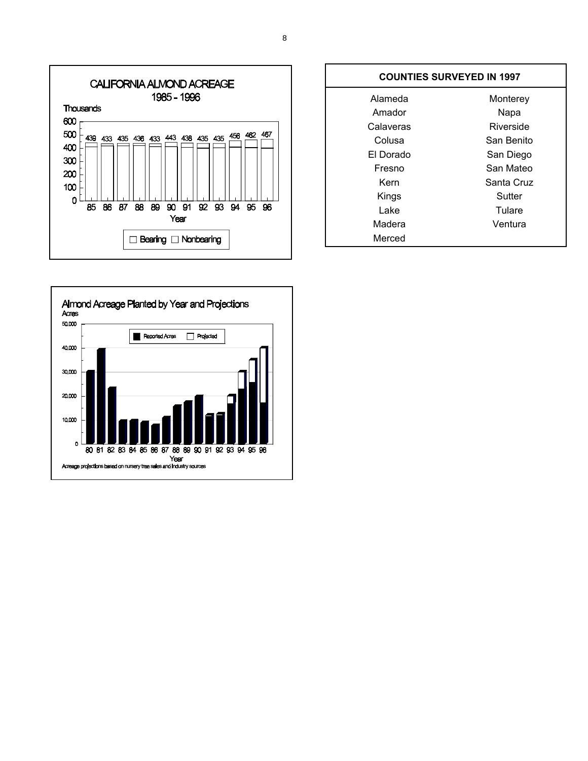CALIFORNIA ALMOND ACREAGE
1985 - 1996

Thousands

600
500
400
300
200
100
0

439 433 435 436 433 443 438 435 435 456 462 467

85 86 87 88 89 90 91 92 93 94 95 96

Year

Bearing Nonbearing

## COUNTIES SURVEYED IN 1997

| | |
|---|---|
| Alameda | Monterey |
| Amador | Napa |
| Calaveras | Riverside |
| Colusa | San Benito |
| El Dorado | San Diego |
| Fresno | San Mateo |
| Kern | Santa Cruz |
| Kings | Sutter |
| Lake | Tulare |
| Madera | Ventura |
| Merced | |

Almond Acreage Planted by Year and Projections

Acres

50,000
40,000
30,000
20,000
10,000
0

Reported Acres Projected

80 81 82 83 84 85 86 87 88 89 90 91 92 93 94 95 96

Year

Acreage projections based on nursery tree sales and industry sources